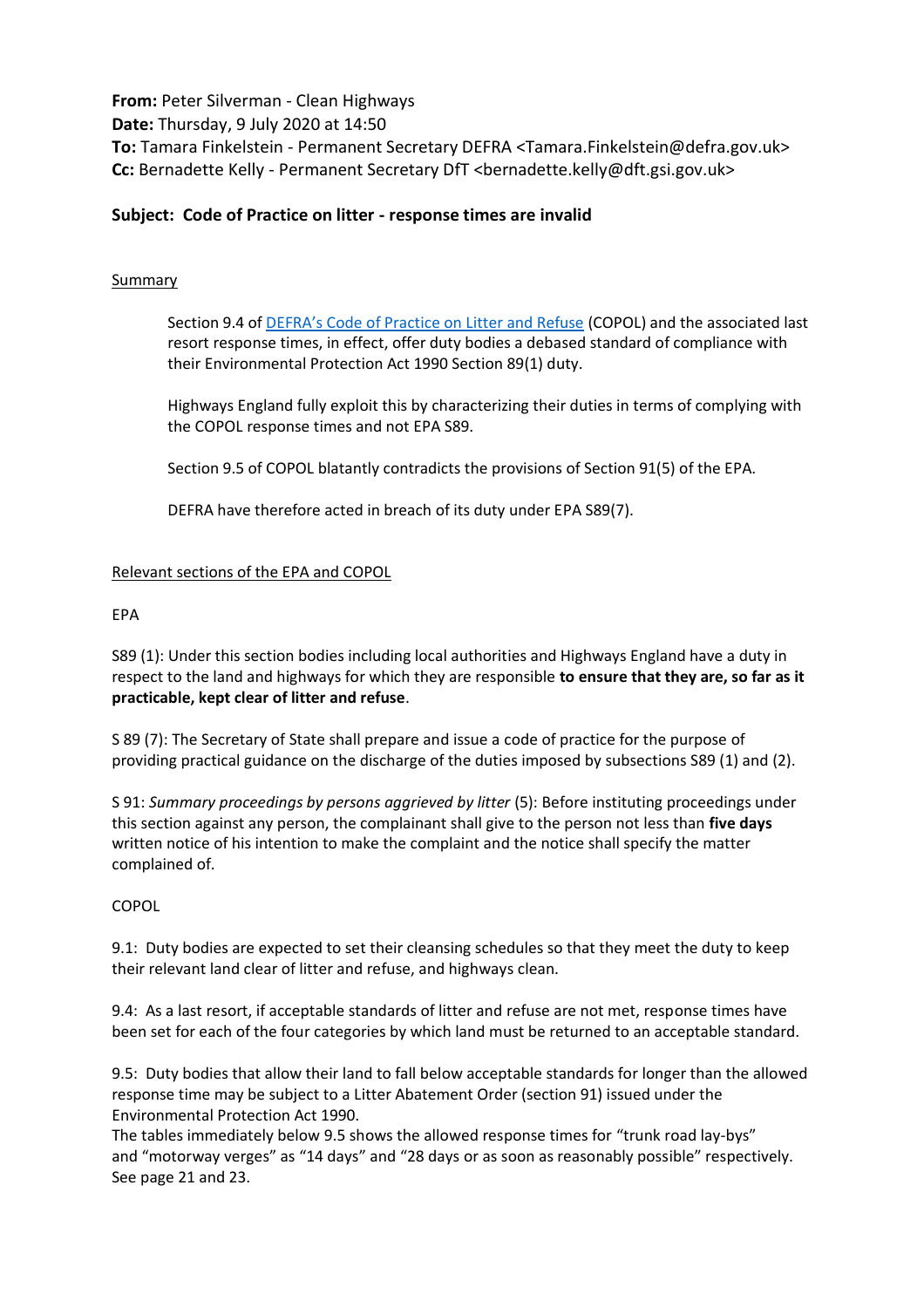**From:** Peter Silverman - Clean Highways
**Date:** Thursday, 9 July 2020 at 14:50
**To:** Tamara Finkelstein - Permanent Secretary DEFRA <Tamara.Finkelstein@defra.gov.uk>
**Cc:** Bernadette Kelly - Permanent Secretary DfT <bernadette.kelly@dft.gsi.gov.uk>

**Subject: Code of Practice on litter - response times are invalid**

Summary

> Section 9.4 of DEFRA's Code of Practice on Litter and Refuse (COPOL) and the associated last resort response times, in effect, offer duty bodies a debased standard of compliance with their Environmental Protection Act 1990 Section 89(1) duty.
>
> Highways England fully exploit this by characterizing their duties in terms of complying with the COPOL response times and not EPA S89.
>
> Section 9.5 of COPOL blatantly contradicts the provisions of Section 91(5) of the EPA.
>
> DEFRA have therefore acted in breach of its duty under EPA S89(7).

Relevant sections of the EPA and COPOL

EPA

S89 (1): Under this section bodies including local authorities and Highways England have a duty in respect to the land and highways for which they are responsible **to ensure that they are, so far as it practicable, kept clear of litter and refuse**.

S 89 (7): The Secretary of State shall prepare and issue a code of practice for the purpose of providing practical guidance on the discharge of the duties imposed by subsections S89 (1) and (2).

S 91: *Summary proceedings by persons aggrieved by litter* (5): Before instituting proceedings under this section against any person, the complainant shall give to the person not less than **five days** written notice of his intention to make the complaint and the notice shall specify the matter complained of.

COPOL

9.1: Duty bodies are expected to set their cleansing schedules so that they meet the duty to keep their relevant land clear of litter and refuse, and highways clean.

9.4: As a last resort, if acceptable standards of litter and refuse are not met, response times have been set for each of the four categories by which land must be returned to an acceptable standard.

9.5: Duty bodies that allow their land to fall below acceptable standards for longer than the allowed response time may be subject to a Litter Abatement Order (section 91) issued under the Environmental Protection Act 1990.
The tables immediately below 9.5 shows the allowed response times for "trunk road lay-bys" and "motorway verges" as "14 days" and "28 days or as soon as reasonably possible" respectively. See page 21 and 23.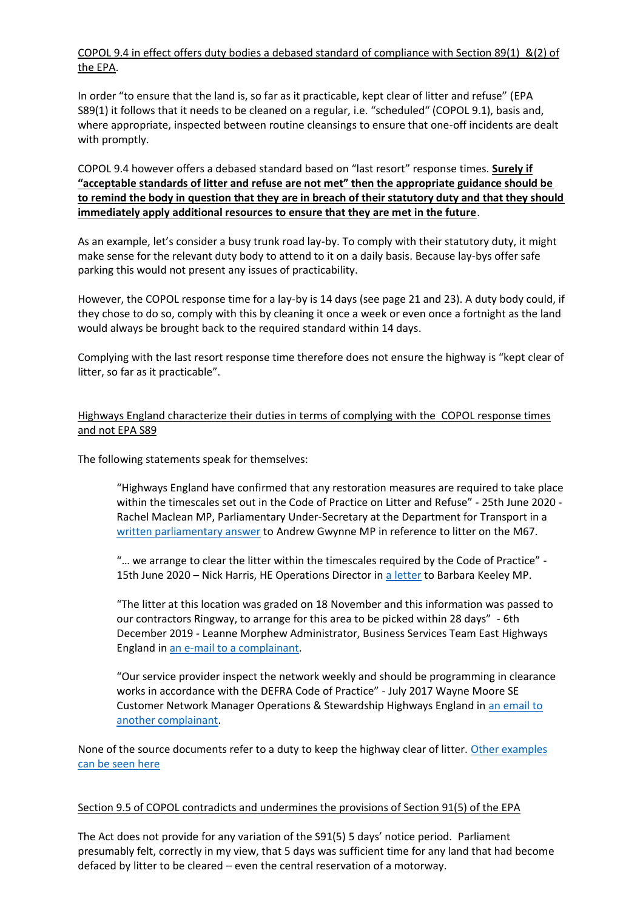<u>COPOL 9.4 in effect offers duty bodies a debased standard of compliance with Section 89(1) &(2) of the EPA</u>.

In order "to ensure that the land is, so far as it practicable, kept clear of litter and refuse" (EPA S89(1) it follows that it needs to be cleaned on a regular, i.e. "scheduled" (COPOL 9.1), basis and, where appropriate, inspected between routine cleansings to ensure that one-off incidents are dealt with promptly.

COPOL 9.4 however offers a debased standard based on "last resort" response times. **<u>Surely if "acceptable standards of litter and refuse are not met" then the appropriate guidance should be to remind the body in question that they are in breach of their statutory duty and that they should immediately apply additional resources to ensure that they are met in the future</u>**.

As an example, let's consider a busy trunk road lay-by. To comply with their statutory duty, it might make sense for the relevant duty body to attend to it on a daily basis. Because lay-bys offer safe parking this would not present any issues of practicability.

However, the COPOL response time for a lay-by is 14 days (see page 21 and 23). A duty body could, if they chose to do so, comply with this by cleaning it once a week or even once a fortnight as the land would always be brought back to the required standard within 14 days.

Complying with the last resort response time therefore does not ensure the highway is "kept clear of litter, so far as it practicable".

<u>Highways England characterize their duties in terms of complying with the COPOL response times and not EPA S89</u>

The following statements speak for themselves:

> "Highways England have confirmed that any restoration measures are required to take place within the timescales set out in the Code of Practice on Litter and Refuse" - 25th June 2020 - Rachel Maclean MP, Parliamentary Under-Secretary at the Department for Transport in a written parliamentary answer to Andrew Gwynne MP in reference to litter on the M67.
>
> "… we arrange to clear the litter within the timescales required by the Code of Practice" - 15th June 2020 – Nick Harris, HE Operations Director in a letter to Barbara Keeley MP.
>
> "The litter at this location was graded on 18 November and this information was passed to our contractors Ringway, to arrange for this area to be picked within 28 days" - 6th December 2019 - Leanne Morphew Administrator, Business Services Team East Highways England in an e-mail to a complainant.
>
> "Our service provider inspect the network weekly and should be programming in clearance works in accordance with the DEFRA Code of Practice" - July 2017 Wayne Moore SE Customer Network Manager Operations & Stewardship Highways England in an email to another complainant.

None of the source documents refer to a duty to keep the highway clear of litter. Other examples can be seen here

<u>Section 9.5 of COPOL contradicts and undermines the provisions of Section 91(5) of the EPA</u>

The Act does not provide for any variation of the S91(5) 5 days' notice period. Parliament presumably felt, correctly in my view, that 5 days was sufficient time for any land that had become defaced by litter to be cleared – even the central reservation of a motorway.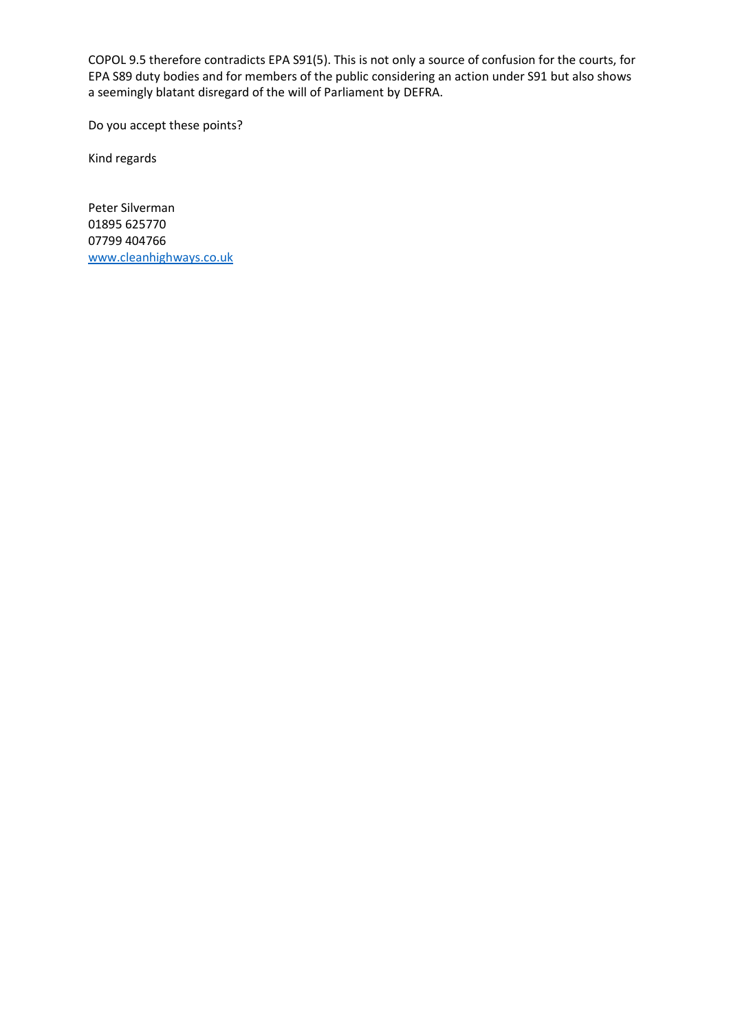COPOL 9.5 therefore contradicts EPA S91(5). This is not only a source of confusion for the courts, for EPA S89 duty bodies and for members of the public considering an action under S91 but also shows a seemingly blatant disregard of the will of Parliament by DEFRA.

Do you accept these points?

Kind regards

Peter Silverman
01895 625770
07799 404766
[www.cleanhighways.co.uk](http://www.cleanhighways.co.uk)